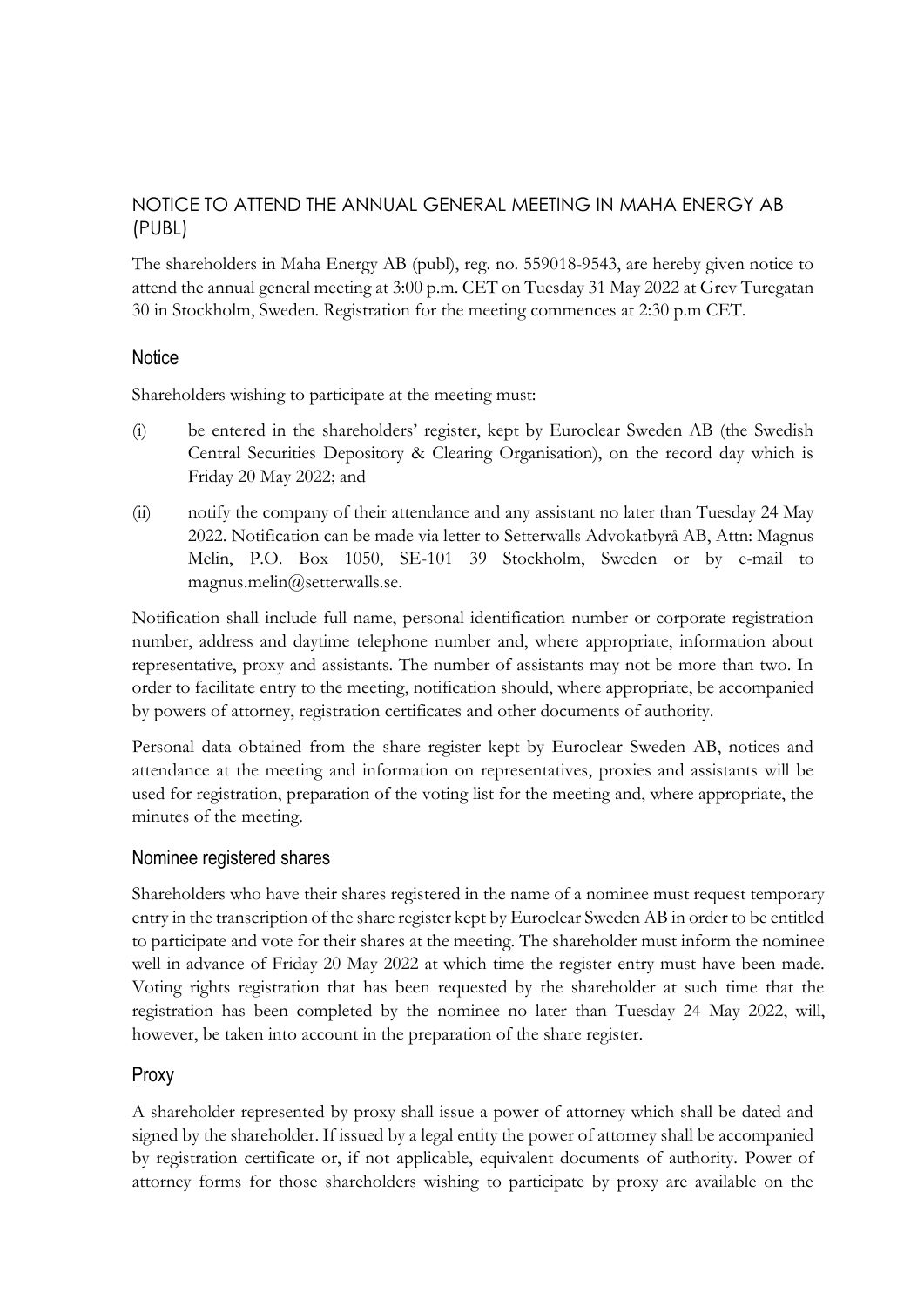# NOTICE TO ATTEND THE ANNUAL GENERAL MEETING IN MAHA ENERGY AB (PUBL)

The shareholders in Maha Energy AB (publ), reg. no. 559018-9543, are hereby given notice to attend the annual general meeting at 3:00 p.m. CET on Tuesday 31 May 2022 at Grev Turegatan 30 in Stockholm, Sweden. Registration for the meeting commences at 2:30 p.m CET.

## Notice

Shareholders wishing to participate at the meeting must:

(i) be entered in the shareholders' register, kept by Euroclear Sweden AB (the Swedish Central Securities Depository & Clearing Organisation), on the record day which is Friday 20 May 2022; and

(ii) notify the company of their attendance and any assistant no later than Tuesday 24 May 2022. Notification can be made via letter to Setterwalls Advokatbyrå AB, Attn: Magnus Melin, P.O. Box 1050, SE-101 39 Stockholm, Sweden or by e-mail to magnus.melin@setterwalls.se.

Notification shall include full name, personal identification number or corporate registration number, address and daytime telephone number and, where appropriate, information about representative, proxy and assistants. The number of assistants may not be more than two. In order to facilitate entry to the meeting, notification should, where appropriate, be accompanied by powers of attorney, registration certificates and other documents of authority.

Personal data obtained from the share register kept by Euroclear Sweden AB, notices and attendance at the meeting and information on representatives, proxies and assistants will be used for registration, preparation of the voting list for the meeting and, where appropriate, the minutes of the meeting.

## Nominee registered shares

Shareholders who have their shares registered in the name of a nominee must request temporary entry in the transcription of the share register kept by Euroclear Sweden AB in order to be entitled to participate and vote for their shares at the meeting. The shareholder must inform the nominee well in advance of Friday 20 May 2022 at which time the register entry must have been made. Voting rights registration that has been requested by the shareholder at such time that the registration has been completed by the nominee no later than Tuesday 24 May 2022, will, however, be taken into account in the preparation of the share register.

## Proxy

A shareholder represented by proxy shall issue a power of attorney which shall be dated and signed by the shareholder. If issued by a legal entity the power of attorney shall be accompanied by registration certificate or, if not applicable, equivalent documents of authority. Power of attorney forms for those shareholders wishing to participate by proxy are available on the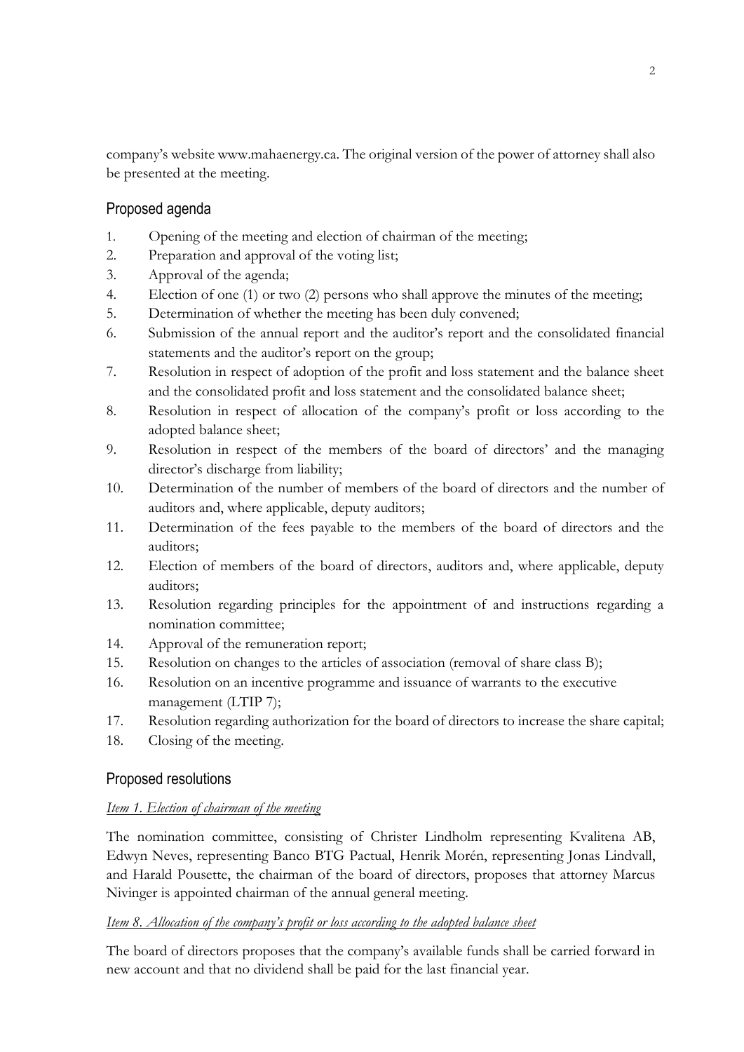company's website www.mahaenergy.ca. The original version of the power of attorney shall also be presented at the meeting.

## Proposed agenda

1. Opening of the meeting and election of chairman of the meeting;
2. Preparation and approval of the voting list;
3. Approval of the agenda;
4. Election of one (1) or two (2) persons who shall approve the minutes of the meeting;
5. Determination of whether the meeting has been duly convened;
6. Submission of the annual report and the auditor's report and the consolidated financial statements and the auditor's report on the group;
7. Resolution in respect of adoption of the profit and loss statement and the balance sheet and the consolidated profit and loss statement and the consolidated balance sheet;
8. Resolution in respect of allocation of the company's profit or loss according to the adopted balance sheet;
9. Resolution in respect of the members of the board of directors' and the managing director's discharge from liability;
10. Determination of the number of members of the board of directors and the number of auditors and, where applicable, deputy auditors;
11. Determination of the fees payable to the members of the board of directors and the auditors;
12. Election of members of the board of directors, auditors and, where applicable, deputy auditors;
13. Resolution regarding principles for the appointment of and instructions regarding a nomination committee;
14. Approval of the remuneration report;
15. Resolution on changes to the articles of association (removal of share class B);
16. Resolution on an incentive programme and issuance of warrants to the executive management (LTIP 7);
17. Resolution regarding authorization for the board of directors to increase the share capital;
18. Closing of the meeting.

## Proposed resolutions

*Item 1. Election of chairman of the meeting*

The nomination committee, consisting of Christer Lindholm representing Kvalitena AB, Edwyn Neves, representing Banco BTG Pactual, Henrik Morén, representing Jonas Lindvall, and Harald Pousette, the chairman of the board of directors, proposes that attorney Marcus Nivinger is appointed chairman of the annual general meeting.

*Item 8. Allocation of the company's profit or loss according to the adopted balance sheet*

The board of directors proposes that the company's available funds shall be carried forward in new account and that no dividend shall be paid for the last financial year.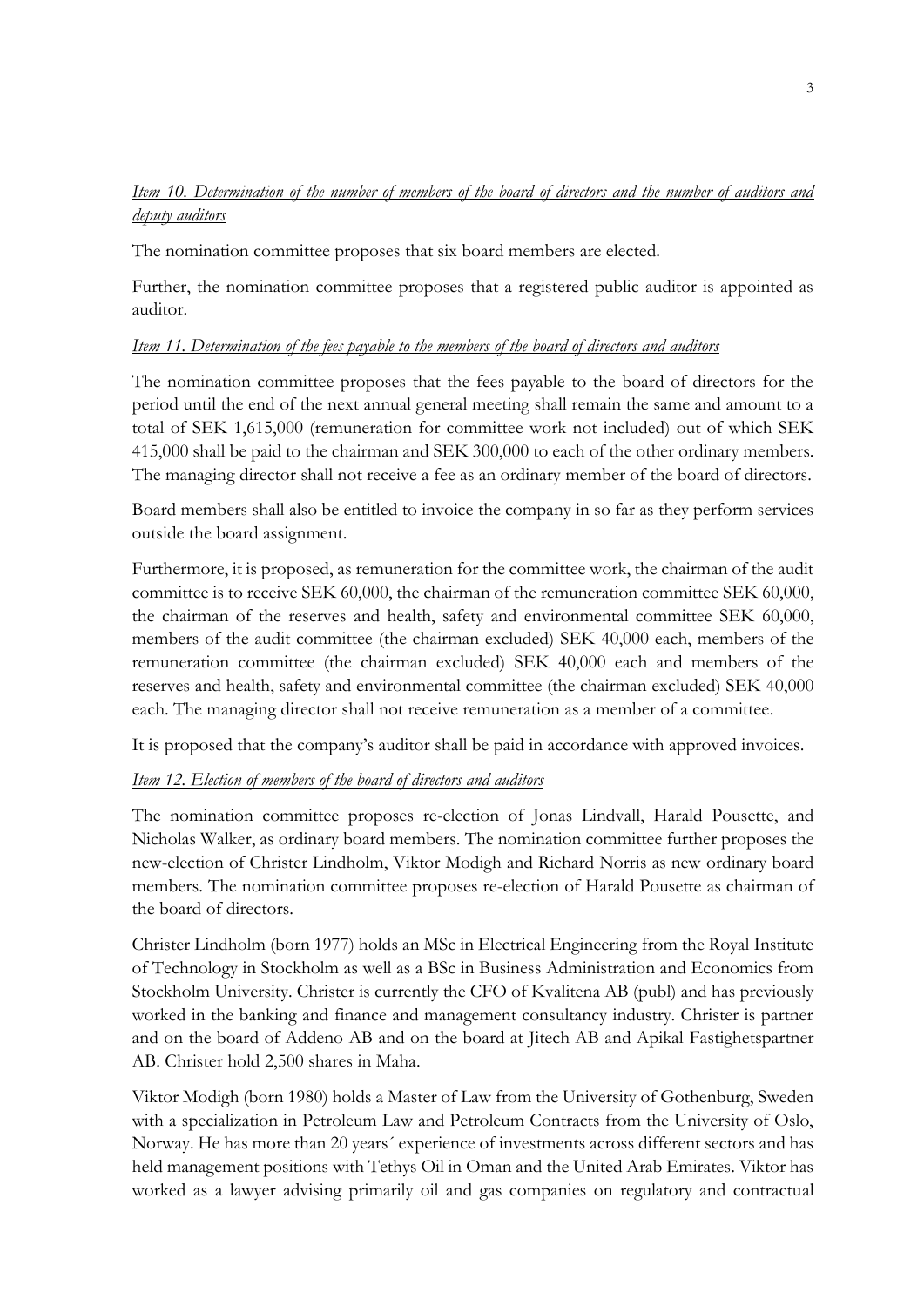*Item 10. Determination of the number of members of the board of directors and the number of auditors and deputy auditors*

The nomination committee proposes that six board members are elected.

Further, the nomination committee proposes that a registered public auditor is appointed as auditor.

*Item 11. Determination of the fees payable to the members of the board of directors and auditors*

The nomination committee proposes that the fees payable to the board of directors for the period until the end of the next annual general meeting shall remain the same and amount to a total of SEK 1,615,000 (remuneration for committee work not included) out of which SEK 415,000 shall be paid to the chairman and SEK 300,000 to each of the other ordinary members. The managing director shall not receive a fee as an ordinary member of the board of directors.

Board members shall also be entitled to invoice the company in so far as they perform services outside the board assignment.

Furthermore, it is proposed, as remuneration for the committee work, the chairman of the audit committee is to receive SEK 60,000, the chairman of the remuneration committee SEK 60,000, the chairman of the reserves and health, safety and environmental committee SEK 60,000, members of the audit committee (the chairman excluded) SEK 40,000 each, members of the remuneration committee (the chairman excluded) SEK 40,000 each and members of the reserves and health, safety and environmental committee (the chairman excluded) SEK 40,000 each. The managing director shall not receive remuneration as a member of a committee.

It is proposed that the company's auditor shall be paid in accordance with approved invoices.

*Item 12. Election of members of the board of directors and auditors*

The nomination committee proposes re-election of Jonas Lindvall, Harald Pousette, and Nicholas Walker, as ordinary board members. The nomination committee further proposes the new-election of Christer Lindholm, Viktor Modigh and Richard Norris as new ordinary board members. The nomination committee proposes re-election of Harald Pousette as chairman of the board of directors.

Christer Lindholm (born 1977) holds an MSc in Electrical Engineering from the Royal Institute of Technology in Stockholm as well as a BSc in Business Administration and Economics from Stockholm University. Christer is currently the CFO of Kvalitena AB (publ) and has previously worked in the banking and finance and management consultancy industry. Christer is partner and on the board of Addeno AB and on the board at Jitech AB and Apikal Fastighetspartner AB. Christer hold 2,500 shares in Maha.

Viktor Modigh (born 1980) holds a Master of Law from the University of Gothenburg, Sweden with a specialization in Petroleum Law and Petroleum Contracts from the University of Oslo, Norway. He has more than 20 years´ experience of investments across different sectors and has held management positions with Tethys Oil in Oman and the United Arab Emirates. Viktor has worked as a lawyer advising primarily oil and gas companies on regulatory and contractual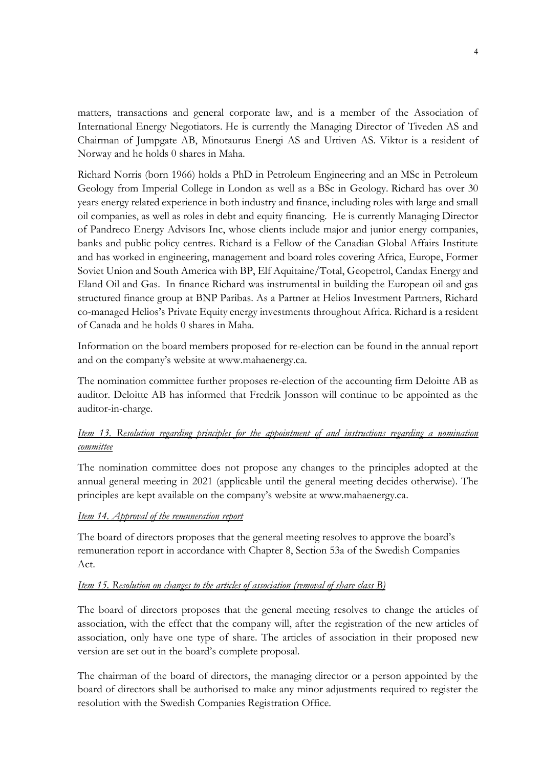matters, transactions and general corporate law, and is a member of the Association of International Energy Negotiators. He is currently the Managing Director of Tiveden AS and Chairman of Jumpgate AB, Minotaurus Energi AS and Urtiven AS. Viktor is a resident of Norway and he holds 0 shares in Maha.

Richard Norris (born 1966) holds a PhD in Petroleum Engineering and an MSc in Petroleum Geology from Imperial College in London as well as a BSc in Geology. Richard has over 30 years energy related experience in both industry and finance, including roles with large and small oil companies, as well as roles in debt and equity financing. He is currently Managing Director of Pandreco Energy Advisors Inc, whose clients include major and junior energy companies, banks and public policy centres. Richard is a Fellow of the Canadian Global Affairs Institute and has worked in engineering, management and board roles covering Africa, Europe, Former Soviet Union and South America with BP, Elf Aquitaine/Total, Geopetrol, Candax Energy and Eland Oil and Gas. In finance Richard was instrumental in building the European oil and gas structured finance group at BNP Paribas. As a Partner at Helios Investment Partners, Richard co-managed Helios's Private Equity energy investments throughout Africa. Richard is a resident of Canada and he holds 0 shares in Maha.

Information on the board members proposed for re-election can be found in the annual report and on the company's website at www.mahaenergy.ca.

The nomination committee further proposes re-election of the accounting firm Deloitte AB as auditor. Deloitte AB has informed that Fredrik Jonsson will continue to be appointed as the auditor-in-charge.

*Item 13. Resolution regarding principles for the appointment of and instructions regarding a nomination committee*

The nomination committee does not propose any changes to the principles adopted at the annual general meeting in 2021 (applicable until the general meeting decides otherwise). The principles are kept available on the company's website at www.mahaenergy.ca.

*Item 14. Approval of the remuneration report*

The board of directors proposes that the general meeting resolves to approve the board's remuneration report in accordance with Chapter 8, Section 53a of the Swedish Companies Act.

*Item 15. Resolution on changes to the articles of association (removal of share class B)*

The board of directors proposes that the general meeting resolves to change the articles of association, with the effect that the company will, after the registration of the new articles of association, only have one type of share. The articles of association in their proposed new version are set out in the board's complete proposal.

The chairman of the board of directors, the managing director or a person appointed by the board of directors shall be authorised to make any minor adjustments required to register the resolution with the Swedish Companies Registration Office.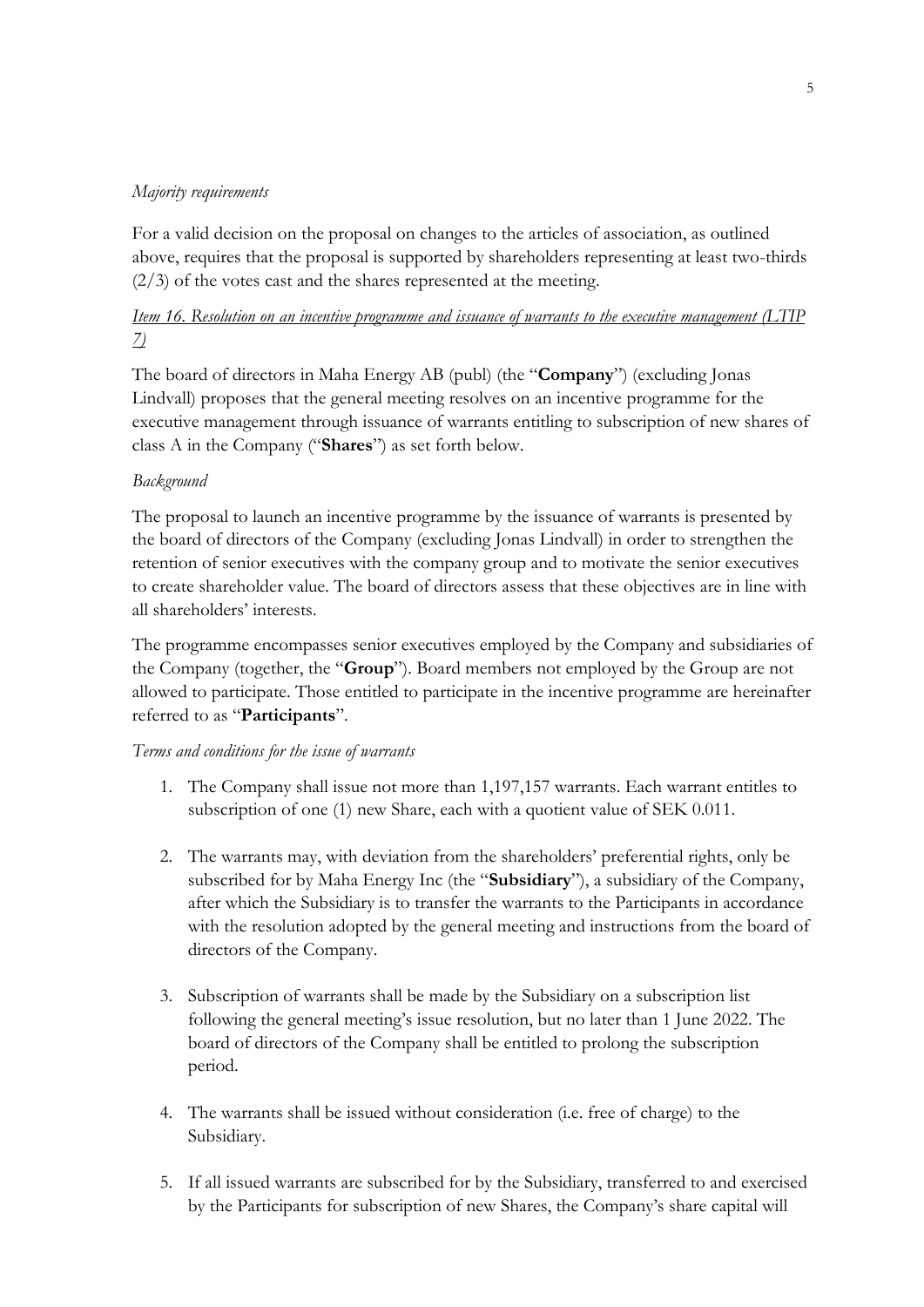*Majority requirements*

For a valid decision on the proposal on changes to the articles of association, as outlined above, requires that the proposal is supported by shareholders representing at least two-thirds (2/3) of the votes cast and the shares represented at the meeting.

*Item 16. Resolution on an incentive programme and issuance of warrants to the executive management (LTIP 7)*

The board of directors in Maha Energy AB (publ) (the "**Company**") (excluding Jonas Lindvall) proposes that the general meeting resolves on an incentive programme for the executive management through issuance of warrants entitling to subscription of new shares of class A in the Company ("**Shares**") as set forth below.

*Background*

The proposal to launch an incentive programme by the issuance of warrants is presented by the board of directors of the Company (excluding Jonas Lindvall) in order to strengthen the retention of senior executives with the company group and to motivate the senior executives to create shareholder value. The board of directors assess that these objectives are in line with all shareholders' interests.

The programme encompasses senior executives employed by the Company and subsidiaries of the Company (together, the "**Group**"). Board members not employed by the Group are not allowed to participate. Those entitled to participate in the incentive programme are hereinafter referred to as "**Participants**".

*Terms and conditions for the issue of warrants*

1. The Company shall issue not more than 1,197,157 warrants. Each warrant entitles to subscription of one (1) new Share, each with a quotient value of SEK 0.011.

2. The warrants may, with deviation from the shareholders' preferential rights, only be subscribed for by Maha Energy Inc (the "**Subsidiary**"), a subsidiary of the Company, after which the Subsidiary is to transfer the warrants to the Participants in accordance with the resolution adopted by the general meeting and instructions from the board of directors of the Company.

3. Subscription of warrants shall be made by the Subsidiary on a subscription list following the general meeting's issue resolution, but no later than 1 June 2022. The board of directors of the Company shall be entitled to prolong the subscription period.

4. The warrants shall be issued without consideration (i.e. free of charge) to the Subsidiary.

5. If all issued warrants are subscribed for by the Subsidiary, transferred to and exercised by the Participants for subscription of new Shares, the Company's share capital will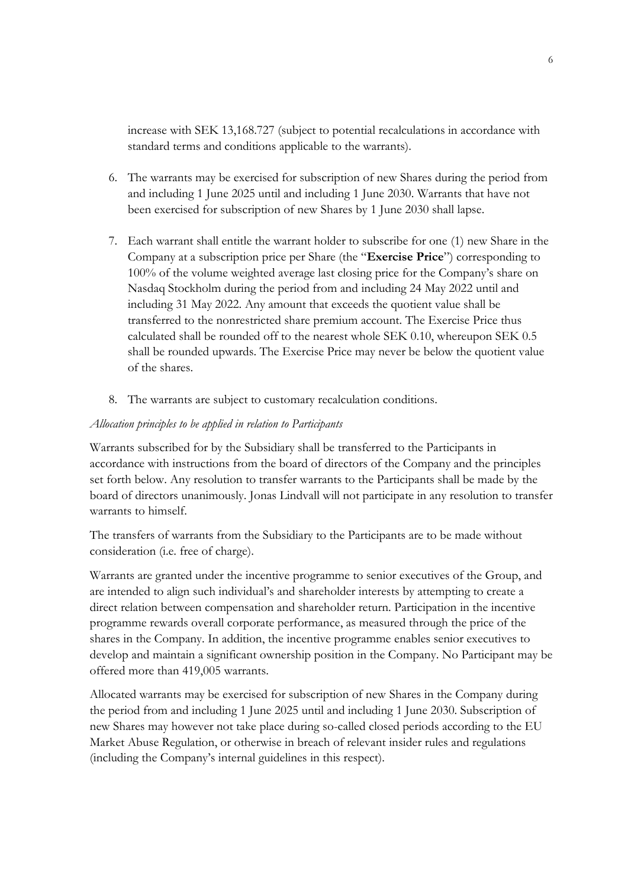increase with SEK 13,168.727 (subject to potential recalculations in accordance with standard terms and conditions applicable to the warrants).

6. The warrants may be exercised for subscription of new Shares during the period from and including 1 June 2025 until and including 1 June 2030. Warrants that have not been exercised for subscription of new Shares by 1 June 2030 shall lapse.

7. Each warrant shall entitle the warrant holder to subscribe for one (1) new Share in the Company at a subscription price per Share (the "**Exercise Price**") corresponding to 100% of the volume weighted average last closing price for the Company's share on Nasdaq Stockholm during the period from and including 24 May 2022 until and including 31 May 2022. Any amount that exceeds the quotient value shall be transferred to the nonrestricted share premium account. The Exercise Price thus calculated shall be rounded off to the nearest whole SEK 0.10, whereupon SEK 0.5 shall be rounded upwards. The Exercise Price may never be below the quotient value of the shares.

8. The warrants are subject to customary recalculation conditions.

*Allocation principles to be applied in relation to Participants*

Warrants subscribed for by the Subsidiary shall be transferred to the Participants in accordance with instructions from the board of directors of the Company and the principles set forth below. Any resolution to transfer warrants to the Participants shall be made by the board of directors unanimously. Jonas Lindvall will not participate in any resolution to transfer warrants to himself.

The transfers of warrants from the Subsidiary to the Participants are to be made without consideration (i.e. free of charge).

Warrants are granted under the incentive programme to senior executives of the Group, and are intended to align such individual's and shareholder interests by attempting to create a direct relation between compensation and shareholder return. Participation in the incentive programme rewards overall corporate performance, as measured through the price of the shares in the Company. In addition, the incentive programme enables senior executives to develop and maintain a significant ownership position in the Company. No Participant may be offered more than 419,005 warrants.

Allocated warrants may be exercised for subscription of new Shares in the Company during the period from and including 1 June 2025 until and including 1 June 2030. Subscription of new Shares may however not take place during so-called closed periods according to the EU Market Abuse Regulation, or otherwise in breach of relevant insider rules and regulations (including the Company's internal guidelines in this respect).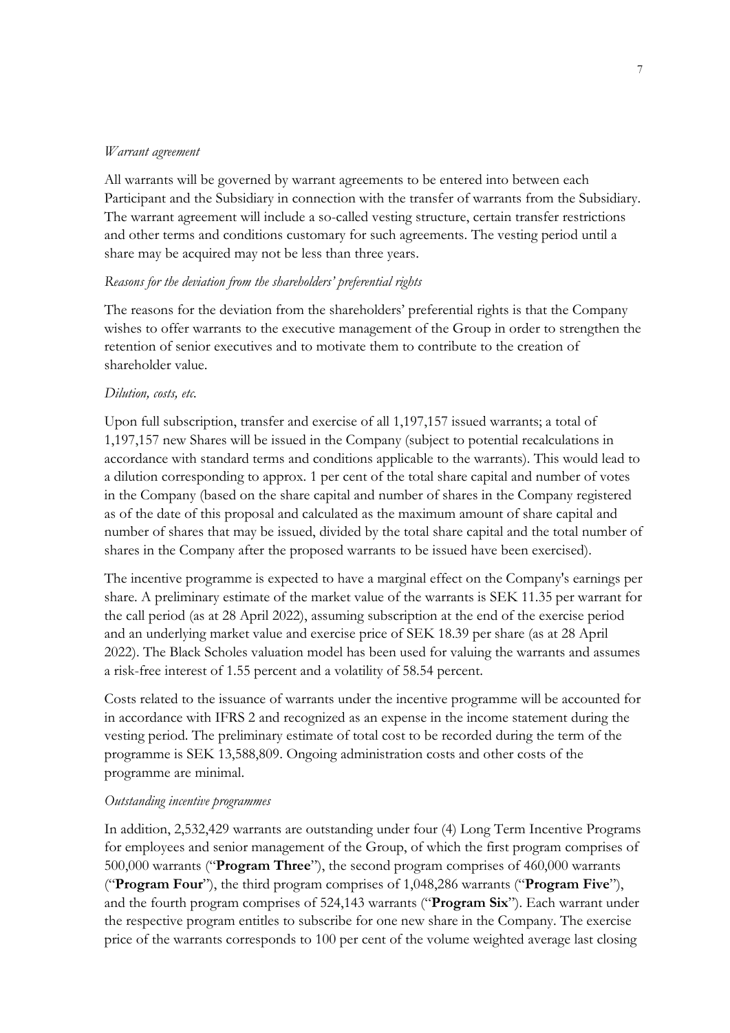*Warrant agreement*

All warrants will be governed by warrant agreements to be entered into between each Participant and the Subsidiary in connection with the transfer of warrants from the Subsidiary. The warrant agreement will include a so-called vesting structure, certain transfer restrictions and other terms and conditions customary for such agreements. The vesting period until a share may be acquired may not be less than three years.

*Reasons for the deviation from the shareholders' preferential rights*

The reasons for the deviation from the shareholders' preferential rights is that the Company wishes to offer warrants to the executive management of the Group in order to strengthen the retention of senior executives and to motivate them to contribute to the creation of shareholder value.

*Dilution, costs, etc.*

Upon full subscription, transfer and exercise of all 1,197,157 issued warrants; a total of 1,197,157 new Shares will be issued in the Company (subject to potential recalculations in accordance with standard terms and conditions applicable to the warrants). This would lead to a dilution corresponding to approx. 1 per cent of the total share capital and number of votes in the Company (based on the share capital and number of shares in the Company registered as of the date of this proposal and calculated as the maximum amount of share capital and number of shares that may be issued, divided by the total share capital and the total number of shares in the Company after the proposed warrants to be issued have been exercised).

The incentive programme is expected to have a marginal effect on the Company's earnings per share. A preliminary estimate of the market value of the warrants is SEK 11.35 per warrant for the call period (as at 28 April 2022), assuming subscription at the end of the exercise period and an underlying market value and exercise price of SEK 18.39 per share (as at 28 April 2022). The Black Scholes valuation model has been used for valuing the warrants and assumes a risk-free interest of 1.55 percent and a volatility of 58.54 percent.

Costs related to the issuance of warrants under the incentive programme will be accounted for in accordance with IFRS 2 and recognized as an expense in the income statement during the vesting period. The preliminary estimate of total cost to be recorded during the term of the programme is SEK 13,588,809. Ongoing administration costs and other costs of the programme are minimal.

*Outstanding incentive programmes*

In addition, 2,532,429 warrants are outstanding under four (4) Long Term Incentive Programs for employees and senior management of the Group, of which the first program comprises of 500,000 warrants ("**Program Three**"), the second program comprises of 460,000 warrants ("**Program Four**"), the third program comprises of 1,048,286 warrants ("**Program Five**"), and the fourth program comprises of 524,143 warrants ("**Program Six**"). Each warrant under the respective program entitles to subscribe for one new share in the Company. The exercise price of the warrants corresponds to 100 per cent of the volume weighted average last closing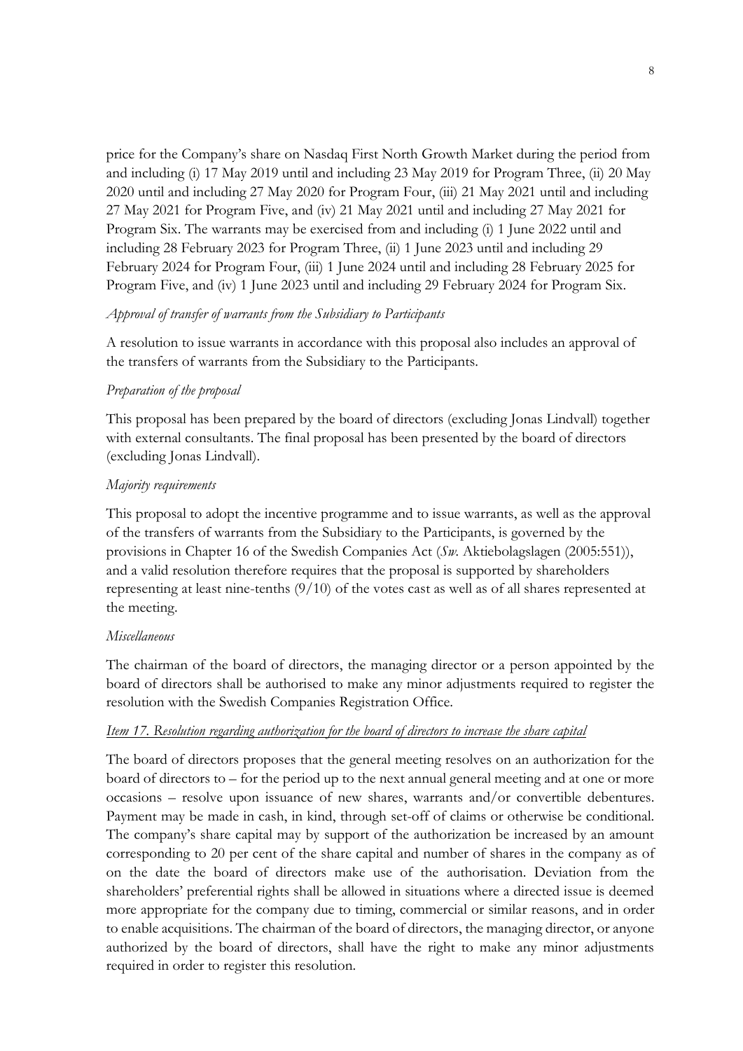price for the Company's share on Nasdaq First North Growth Market during the period from and including (i) 17 May 2019 until and including 23 May 2019 for Program Three, (ii) 20 May 2020 until and including 27 May 2020 for Program Four, (iii) 21 May 2021 until and including 27 May 2021 for Program Five, and (iv) 21 May 2021 until and including 27 May 2021 for Program Six. The warrants may be exercised from and including (i) 1 June 2022 until and including 28 February 2023 for Program Three, (ii) 1 June 2023 until and including 29 February 2024 for Program Four, (iii) 1 June 2024 until and including 28 February 2025 for Program Five, and (iv) 1 June 2023 until and including 29 February 2024 for Program Six.

*Approval of transfer of warrants from the Subsidiary to Participants*

A resolution to issue warrants in accordance with this proposal also includes an approval of the transfers of warrants from the Subsidiary to the Participants.

*Preparation of the proposal*

This proposal has been prepared by the board of directors (excluding Jonas Lindvall) together with external consultants. The final proposal has been presented by the board of directors (excluding Jonas Lindvall).

*Majority requirements*

This proposal to adopt the incentive programme and to issue warrants, as well as the approval of the transfers of warrants from the Subsidiary to the Participants, is governed by the provisions in Chapter 16 of the Swedish Companies Act (*Sw.* Aktiebolagslagen (2005:551)), and a valid resolution therefore requires that the proposal is supported by shareholders representing at least nine-tenths (9/10) of the votes cast as well as of all shares represented at the meeting.

*Miscellaneous*

The chairman of the board of directors, the managing director or a person appointed by the board of directors shall be authorised to make any minor adjustments required to register the resolution with the Swedish Companies Registration Office.

*Item 17. Resolution regarding authorization for the board of directors to increase the share capital*

The board of directors proposes that the general meeting resolves on an authorization for the board of directors to – for the period up to the next annual general meeting and at one or more occasions – resolve upon issuance of new shares, warrants and/or convertible debentures. Payment may be made in cash, in kind, through set-off of claims or otherwise be conditional. The company's share capital may by support of the authorization be increased by an amount corresponding to 20 per cent of the share capital and number of shares in the company as of on the date the board of directors make use of the authorisation. Deviation from the shareholders' preferential rights shall be allowed in situations where a directed issue is deemed more appropriate for the company due to timing, commercial or similar reasons, and in order to enable acquisitions. The chairman of the board of directors, the managing director, or anyone authorized by the board of directors, shall have the right to make any minor adjustments required in order to register this resolution.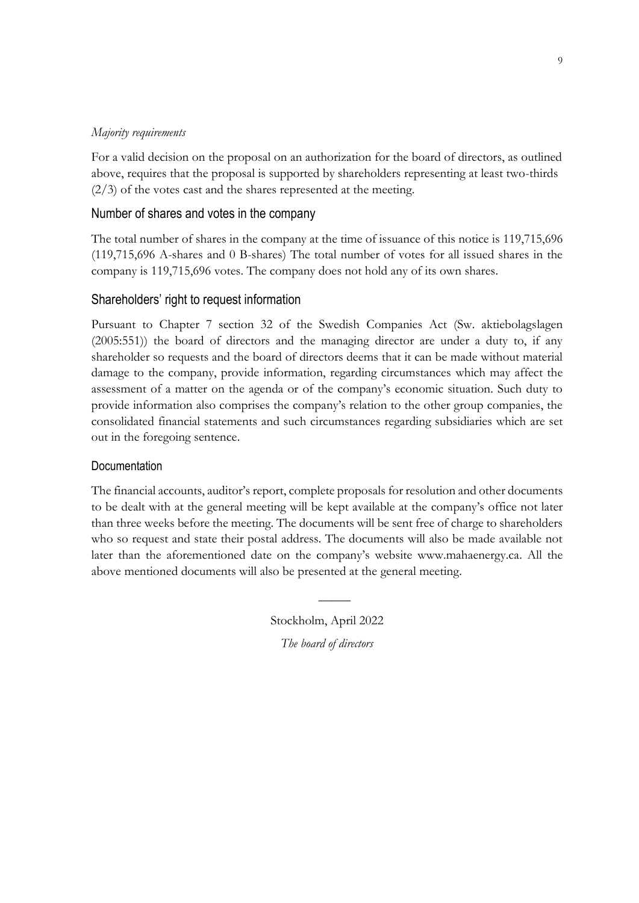*Majority requirements*

For a valid decision on the proposal on an authorization for the board of directors, as outlined above, requires that the proposal is supported by shareholders representing at least two-thirds (2/3) of the votes cast and the shares represented at the meeting.

## Number of shares and votes in the company

The total number of shares in the company at the time of issuance of this notice is 119,715,696 (119,715,696 A-shares and 0 B-shares) The total number of votes for all issued shares in the company is 119,715,696 votes. The company does not hold any of its own shares.

## Shareholders' right to request information

Pursuant to Chapter 7 section 32 of the Swedish Companies Act (Sw. aktiebolagslagen (2005:551)) the board of directors and the managing director are under a duty to, if any shareholder so requests and the board of directors deems that it can be made without material damage to the company, provide information, regarding circumstances which may affect the assessment of a matter on the agenda or of the company's economic situation. Such duty to provide information also comprises the company's relation to the other group companies, the consolidated financial statements and such circumstances regarding subsidiaries which are set out in the foregoing sentence.

### Documentation

The financial accounts, auditor's report, complete proposals for resolution and other documents to be dealt with at the general meeting will be kept available at the company's office not later than three weeks before the meeting. The documents will be sent free of charge to shareholders who so request and state their postal address. The documents will also be made available not later than the aforementioned date on the company's website www.mahaenergy.ca. All the above mentioned documents will also be presented at the general meeting.

―――――

Stockholm, April 2022

*The board of directors*